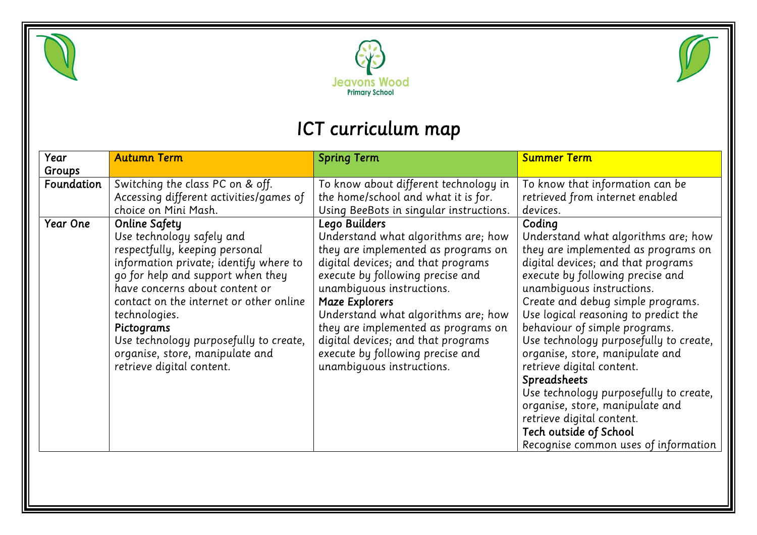Jeavons Wood Primary School

# ICT curriculum map

| Year Groups | Autumn Term | Spring Term | Summer Term |
|---|---|---|---|
| Foundation | Switching the class PC on & off. Accessing different activities/games of choice on Mini Mash. | To know about different technology in the home/school and what it is for. Using BeeBots in singular instructions. | To know that information can be retrieved from internet enabled devices. |
| Year One | Online Safety<br>Use technology safely and respectfully, keeping personal information private; identify where to go for help and support when they have concerns about content or contact on the internet or other online technologies.<br>Pictograms<br>Use technology purposefully to create, organise, store, manipulate and retrieve digital content. | Lego Builders<br>Understand what algorithms are; how they are implemented as programs on digital devices; and that programs execute by following precise and unambiguous instructions.<br>Maze Explorers<br>Understand what algorithms are; how they are implemented as programs on digital devices; and that programs execute by following precise and unambiguous instructions. | Coding<br>Understand what algorithms are; how they are implemented as programs on digital devices; and that programs execute by following precise and unambiguous instructions.<br>Create and debug simple programs.<br>Use logical reasoning to predict the behaviour of simple programs.<br>Use technology purposefully to create, organise, store, manipulate and retrieve digital content.<br>Spreadsheets<br>Use technology purposefully to create, organise, store, manipulate and retrieve digital content.<br>Tech outside of School<br>Recognise common uses of information |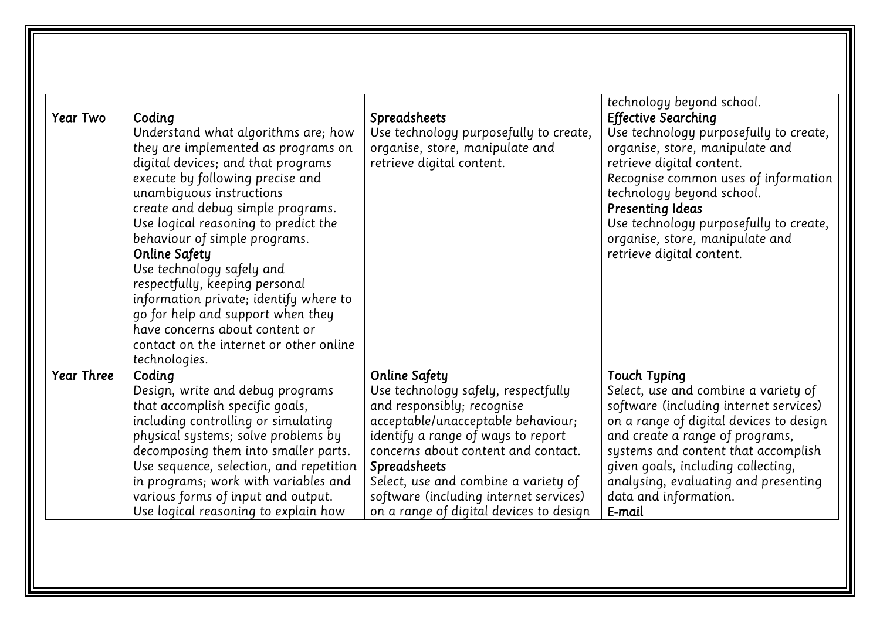| | | | |
|---|---|---|---|
| | | | technology beyond school. |
| Year Two | Coding<br>Understand what algorithms are; how they are implemented as programs on digital devices; and that programs execute by following precise and unambiguous instructions<br>create and debug simple programs.<br>Use logical reasoning to predict the behaviour of simple programs.<br>Online Safety<br>Use technology safely and respectfully, keeping personal information private; identify where to go for help and support when they have concerns about content or contact on the internet or other online technologies. | Spreadsheets<br>Use technology purposefully to create, organise, store, manipulate and retrieve digital content. | Effective Searching<br>Use technology purposefully to create, organise, store, manipulate and retrieve digital content.<br>Recognise common uses of information technology beyond school.<br>Presenting Ideas<br>Use technology purposefully to create, organise, store, manipulate and retrieve digital content. |
| Year Three | Coding<br>Design, write and debug programs that accomplish specific goals, including controlling or simulating physical systems; solve problems by decomposing them into smaller parts.<br>Use sequence, selection, and repetition in programs; work with variables and various forms of input and output.<br>Use logical reasoning to explain how | Online Safety<br>Use technology safely, respectfully and responsibly; recognise acceptable/unacceptable behaviour; identify a range of ways to report concerns about content and contact.<br>Spreadsheets<br>Select, use and combine a variety of software (including internet services) on a range of digital devices to design | Touch Typing<br>Select, use and combine a variety of software (including internet services) on a range of digital devices to design and create a range of programs, systems and content that accomplish given goals, including collecting, analysing, evaluating and presenting data and information.<br>E-mail |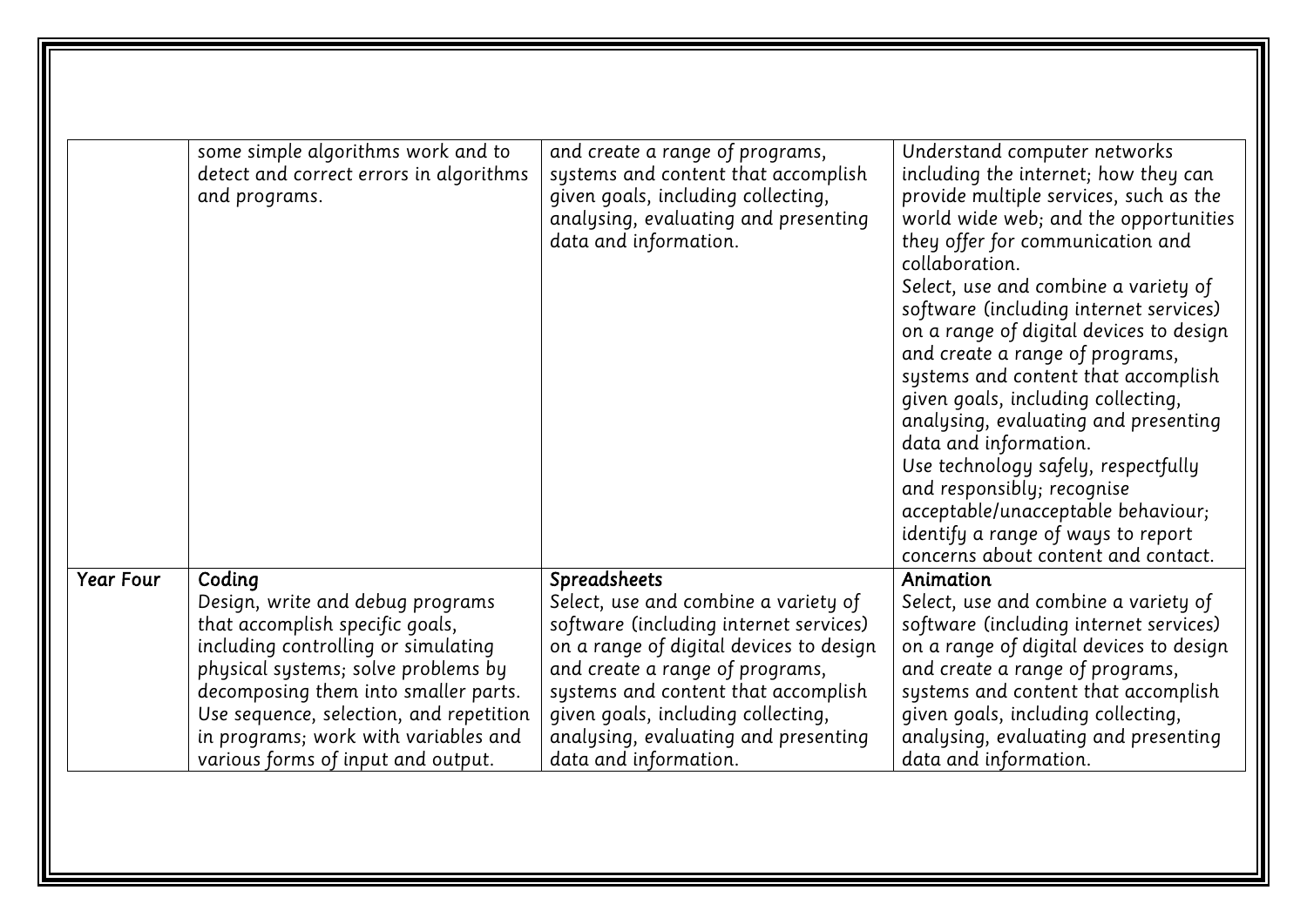| | | | |
|---|---|---|---|
| | some simple algorithms work and to detect and correct errors in algorithms and programs. | and create a range of programs, systems and content that accomplish given goals, including collecting, analysing, evaluating and presenting data and information. | Understand computer networks including the internet; how they can provide multiple services, such as the world wide web; and the opportunities they offer for communication and collaboration.<br>Select, use and combine a variety of software (including internet services) on a range of digital devices to design and create a range of programs, systems and content that accomplish given goals, including collecting, analysing, evaluating and presenting data and information.<br>Use technology safely, respectfully and responsibly; recognise acceptable/unacceptable behaviour; identify a range of ways to report concerns about content and contact. |
| Year Four | Coding<br>Design, write and debug programs that accomplish specific goals, including controlling or simulating physical systems; solve problems by decomposing them into smaller parts. Use sequence, selection, and repetition in programs; work with variables and various forms of input and output. | Spreadsheets<br>Select, use and combine a variety of software (including internet services) on a range of digital devices to design and create a range of programs, systems and content that accomplish given goals, including collecting, analysing, evaluating and presenting data and information. | Animation<br>Select, use and combine a variety of software (including internet services) on a range of digital devices to design and create a range of programs, systems and content that accomplish given goals, including collecting, analysing, evaluating and presenting data and information. |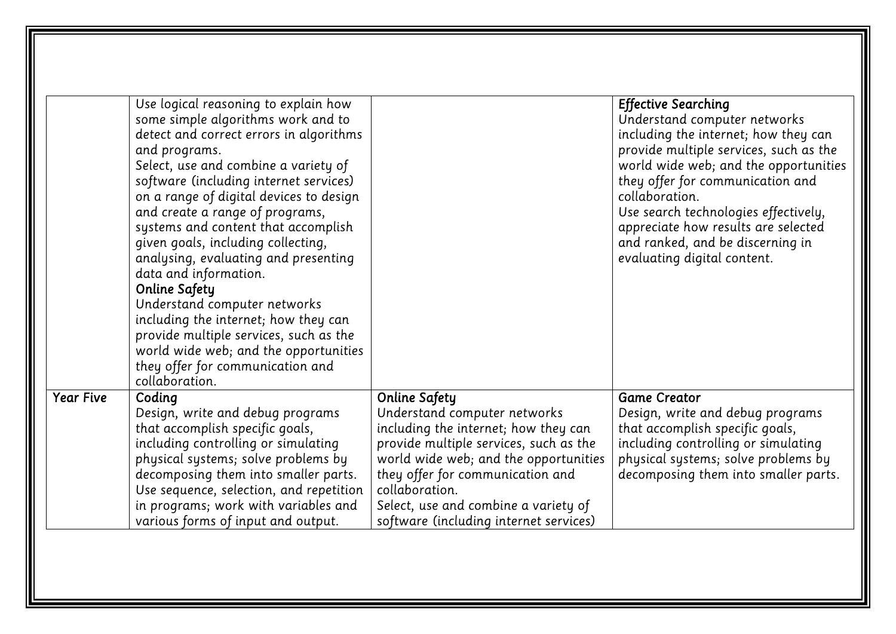| | | | |
|---|---|---|---|
| | Use logical reasoning to explain how some simple algorithms work and to detect and correct errors in algorithms and programs.<br>Select, use and combine a variety of software (including internet services) on a range of digital devices to design and create a range of programs, systems and content that accomplish given goals, including collecting, analysing, evaluating and presenting data and information.<br>**Online Safety**<br>Understand computer networks including the internet; how they can provide multiple services, such as the world wide web; and the opportunities they offer for communication and collaboration. | | **Effective Searching**<br>Understand computer networks including the internet; how they can provide multiple services, such as the world wide web; and the opportunities they offer for communication and collaboration.<br>Use search technologies effectively, appreciate how results are selected and ranked, and be discerning in evaluating digital content. |
| **Year Five** | **Coding**<br>Design, write and debug programs that accomplish specific goals, including controlling or simulating physical systems; solve problems by decomposing them into smaller parts.<br>Use sequence, selection, and repetition in programs; work with variables and various forms of input and output. | **Online Safety**<br>Understand computer networks including the internet; how they can provide multiple services, such as the world wide web; and the opportunities they offer for communication and collaboration.<br>Select, use and combine a variety of software (including internet services) | **Game Creator**<br>Design, write and debug programs that accomplish specific goals, including controlling or simulating physical systems; solve problems by decomposing them into smaller parts. |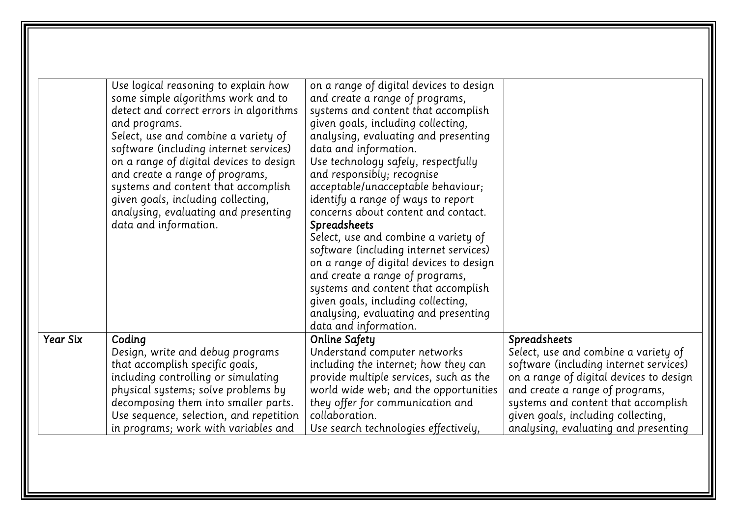| | | | |
|---|---|---|---|
| | Use logical reasoning to explain how some simple algorithms work and to detect and correct errors in algorithms and programs.<br>Select, use and combine a variety of software (including internet services) on a range of digital devices to design and create a range of programs, systems and content that accomplish given goals, including collecting, analysing, evaluating and presenting data and information. | on a range of digital devices to design and create a range of programs, systems and content that accomplish given goals, including collecting, analysing, evaluating and presenting data and information.<br>Use technology safely, respectfully and responsibly; recognise acceptable/unacceptable behaviour; identify a range of ways to report concerns about content and contact.<br>**Spreadsheets**<br>Select, use and combine a variety of software (including internet services) on a range of digital devices to design and create a range of programs, systems and content that accomplish given goals, including collecting, analysing, evaluating and presenting data and information. | |
| **Year Six** | **Coding**<br>Design, write and debug programs that accomplish specific goals, including controlling or simulating physical systems; solve problems by decomposing them into smaller parts.<br>Use sequence, selection, and repetition in programs; work with variables and | **Online Safety**<br>Understand computer networks including the internet; how they can provide multiple services, such as the world wide web; and the opportunities they offer for communication and collaboration.<br>Use search technologies effectively, | **Spreadsheets**<br>Select, use and combine a variety of software (including internet services) on a range of digital devices to design and create a range of programs, systems and content that accomplish given goals, including collecting, analysing, evaluating and presenting |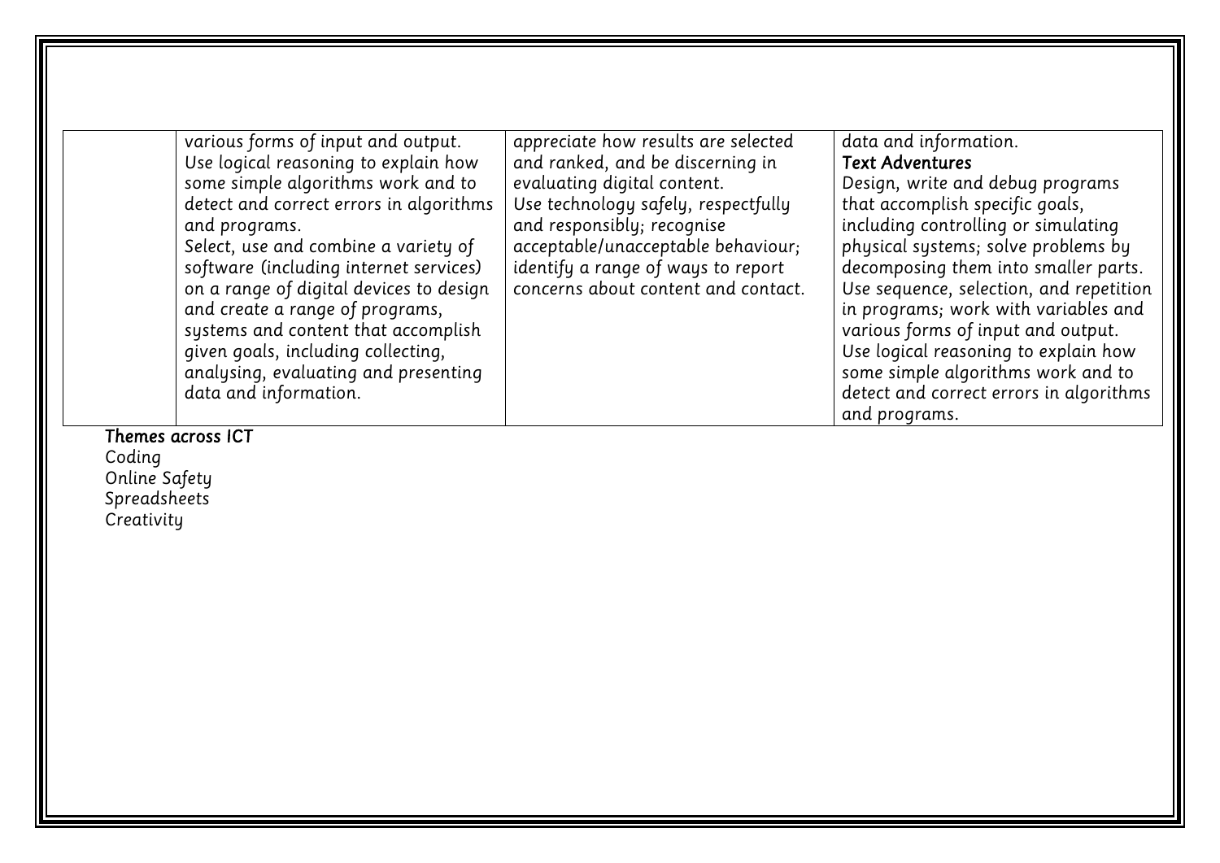| | | | |
|---|---|---|---|
| | various forms of input and output.<br>Use logical reasoning to explain how some simple algorithms work and to detect and correct errors in algorithms and programs.<br>Select, use and combine a variety of software (including internet services) on a range of digital devices to design and create a range of programs, systems and content that accomplish given goals, including collecting, analysing, evaluating and presenting data and information. | appreciate how results are selected and ranked, and be discerning in evaluating digital content.<br>Use technology safely, respectfully and responsibly; recognise acceptable/unacceptable behaviour; identify a range of ways to report concerns about content and contact. | data and information.<br>**Text Adventures**<br>Design, write and debug programs that accomplish specific goals, including controlling or simulating physical systems; solve problems by decomposing them into smaller parts.<br>Use sequence, selection, and repetition in programs; work with variables and various forms of input and output.<br>Use logical reasoning to explain how some simple algorithms work and to detect and correct errors in algorithms and programs. |

**Themes across ICT**

Coding

Online Safety

Spreadsheets

Creativity